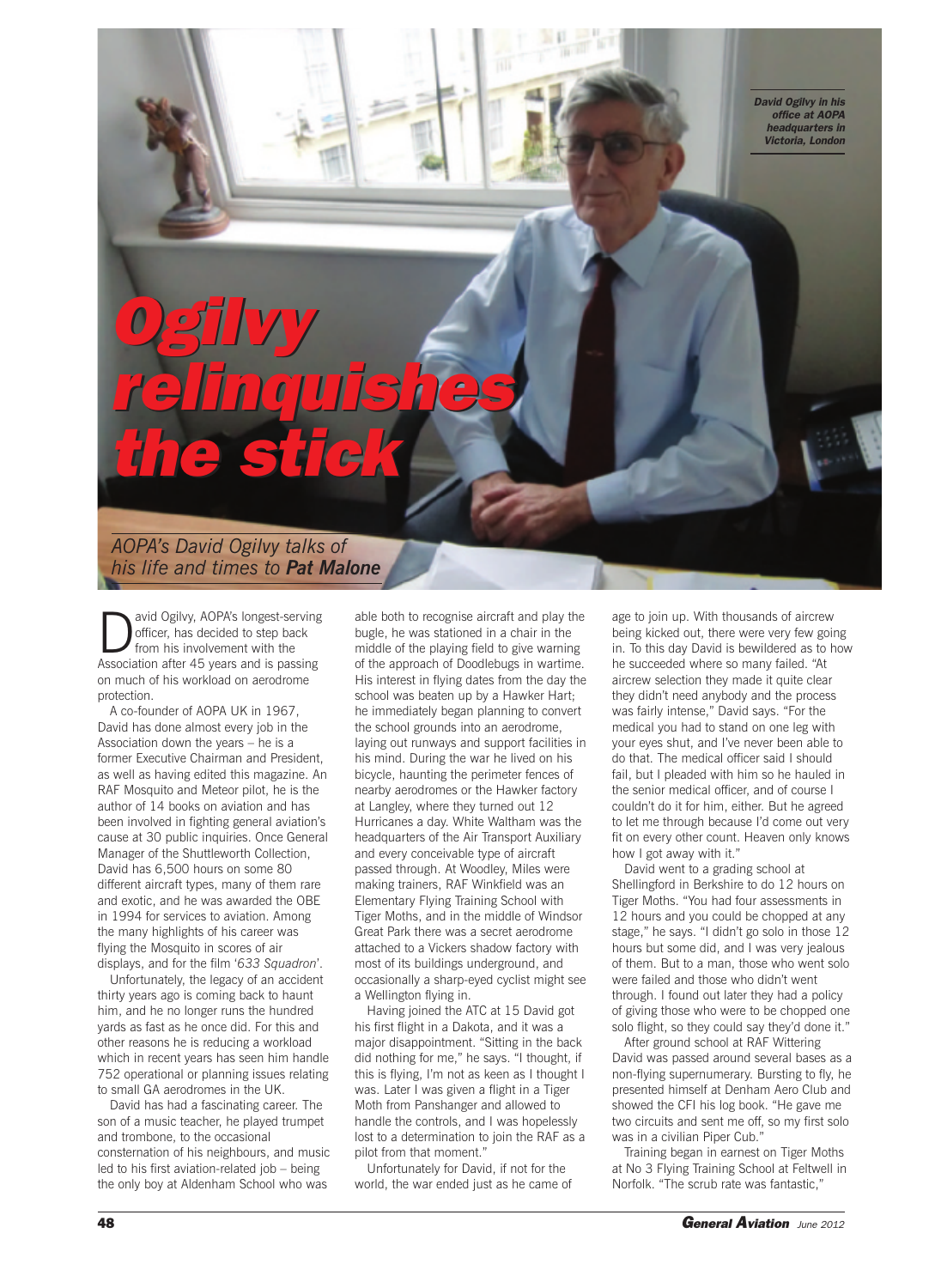# Ogilvy relinquishes the stick

*AOPA's David Ogilvy talks of his life and times to **Pat Malone***

*David Ogilvy in his office at AOPA headquarters in Victoria, London*

David Ogilvy, AOPA's longest-serving officer, has decided to step back from his involvement with the Association after 45 years and is passing on much of his workload on aerodrome protection.

A co-founder of AOPA UK in 1967, David has done almost every job in the Association down the years – he is a former Executive Chairman and President, as well as having edited this magazine. An RAF Mosquito and Meteor pilot, he is the author of 14 books on aviation and has been involved in fighting general aviation's cause at 30 public inquiries. Once General Manager of the Shuttleworth Collection, David has 6,500 hours on some 80 different aircraft types, many of them rare and exotic, and he was awarded the OBE in 1994 for services to aviation. Among the many highlights of his career was flying the Mosquito in scores of air displays, and for the film '*633 Squadron*'.

Unfortunately, the legacy of an accident thirty years ago is coming back to haunt him, and he no longer runs the hundred yards as fast as he once did. For this and other reasons he is reducing a workload which in recent years has seen him handle 752 operational or planning issues relating to small GA aerodromes in the UK.

David has had a fascinating career. The son of a music teacher, he played trumpet and trombone, to the occasional consternation of his neighbours, and music led to his first aviation-related job – being the only boy at Aldenham School who was able both to recognise aircraft and play the bugle, he was stationed in a chair in the middle of the playing field to give warning of the approach of Doodlebugs in wartime. His interest in flying dates from the day the school was beaten up by a Hawker Hart; he immediately began planning to convert the school grounds into an aerodrome, laying out runways and support facilities in his mind. During the war he lived on his bicycle, haunting the perimeter fences of nearby aerodromes or the Hawker factory at Langley, where they turned out 12 Hurricanes a day. White Waltham was the headquarters of the Air Transport Auxiliary and every conceivable type of aircraft passed through. At Woodley, Miles were making trainers, RAF Winkfield was an Elementary Flying Training School with Tiger Moths, and in the middle of Windsor Great Park there was a secret aerodrome attached to a Vickers shadow factory with most of its buildings underground, and occasionally a sharp-eyed cyclist might see a Wellington flying in.

Having joined the ATC at 15 David got his first flight in a Dakota, and it was a major disappointment. "Sitting in the back did nothing for me," he says. "I thought, if this is flying, I'm not as keen as I thought I was. Later I was given a flight in a Tiger Moth from Panshanger and allowed to handle the controls, and I was hopelessly lost to a determination to join the RAF as a pilot from that moment."

Unfortunately for David, if not for the world, the war ended just as he came of age to join up. With thousands of aircrew being kicked out, there were very few going in. To this day David is bewildered as to how he succeeded where so many failed. "At aircrew selection they made it quite clear they didn't need anybody and the process was fairly intense," David says. "For the medical you had to stand on one leg with your eyes shut, and I've never been able to do that. The medical officer said I should fail, but I pleaded with him so he hauled in the senior medical officer, and of course I couldn't do it for him, either. But he agreed to let me through because I'd come out very fit on every other count. Heaven only knows how I got away with it."

David went to a grading school at Shellingford in Berkshire to do 12 hours on Tiger Moths. "You had four assessments in 12 hours and you could be chopped at any stage," he says. "I didn't go solo in those 12 hours but some did, and I was very jealous of them. But to a man, those who went solo were failed and those who didn't went through. I found out later they had a policy of giving those who were to be chopped one solo flight, so they could say they'd done it."

After ground school at RAF Wittering David was passed around several bases as a non-flying supernumerary. Bursting to fly, he presented himself at Denham Aero Club and showed the CFI his log book. "He gave me two circuits and sent me off, so my first solo was in a civilian Piper Cub."

Training began in earnest on Tiger Moths at No 3 Flying Training School at Feltwell in Norfolk. "The scrub rate was fantastic,"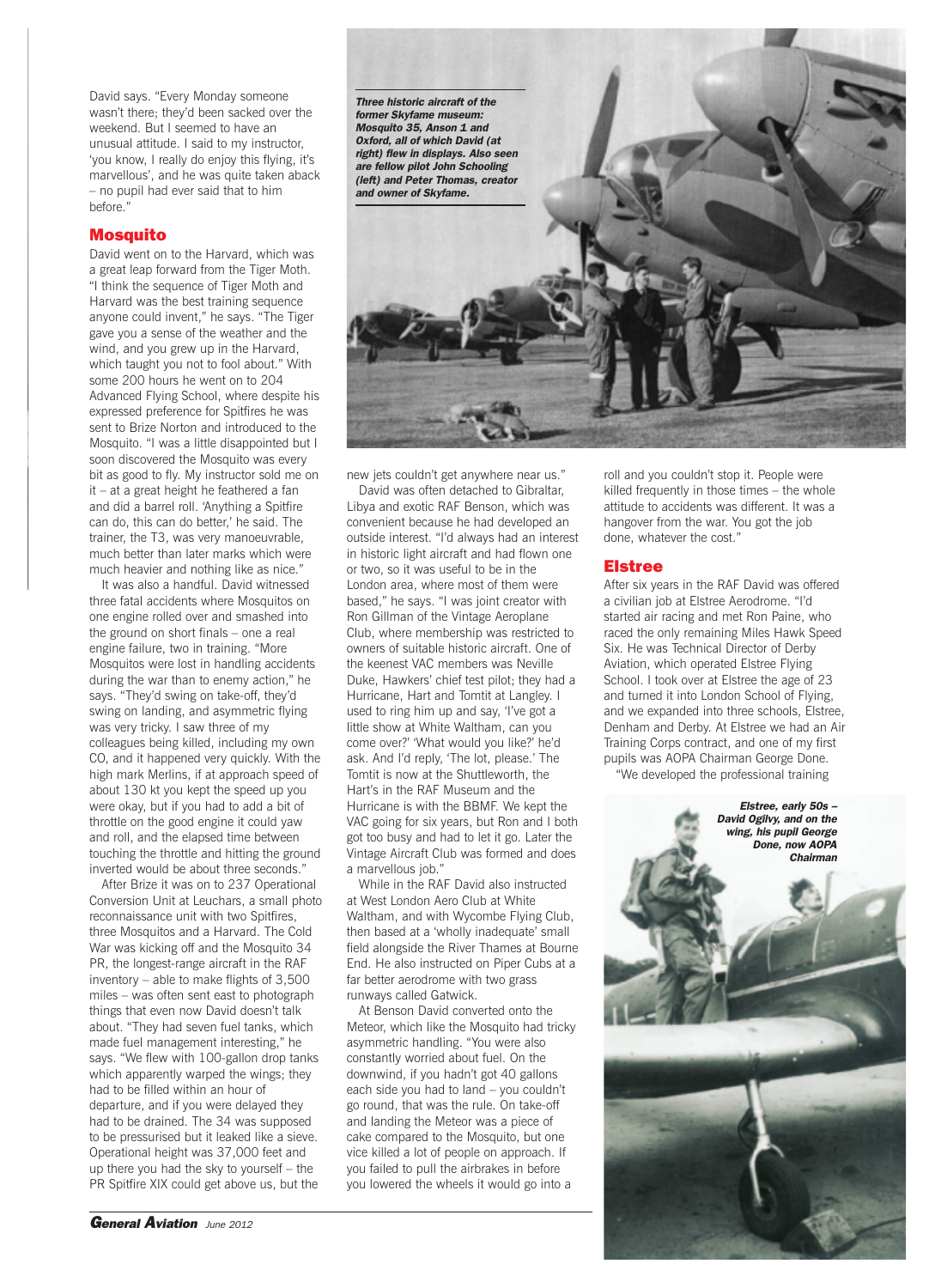David says. "Every Monday someone wasn't there; they'd been sacked over the weekend. But I seemed to have an unusual attitude. I said to my instructor, 'you know, I really do enjoy this flying, it's marvellous', and he was quite taken aback – no pupil had ever said that to him before."

## Mosquito

David went on to the Harvard, which was a great leap forward from the Tiger Moth. "I think the sequence of Tiger Moth and Harvard was the best training sequence anyone could invent," he says. "The Tiger gave you a sense of the weather and the wind, and you grew up in the Harvard, which taught you not to fool about." With some 200 hours he went on to 204 Advanced Flying School, where despite his expressed preference for Spitfires he was sent to Brize Norton and introduced to the Mosquito. "I was a little disappointed but I soon discovered the Mosquito was every bit as good to fly. My instructor sold me on it – at a great height he feathered a fan and did a barrel roll. 'Anything a Spitfire can do, this can do better,' he said. The trainer, the T3, was very manoeuvrable, much better than later marks which were much heavier and nothing like as nice."

It was also a handful. David witnessed three fatal accidents where Mosquitos on one engine rolled over and smashed into the ground on short finals – one a real engine failure, two in training. "More Mosquitos were lost in handling accidents during the war than to enemy action," he says. "They'd swing on take-off, they'd swing on landing, and asymmetric flying was very tricky. I saw three of my colleagues being killed, including my own CO, and it happened very quickly. With the high mark Merlins, if at approach speed of about 130 kt you kept the speed up you were okay, but if you had to add a bit of throttle on the good engine it could yaw and roll, and the elapsed time between touching the throttle and hitting the ground inverted would be about three seconds."

After Brize it was on to 237 Operational Conversion Unit at Leuchars, a small photo reconnaissance unit with two Spitfires, three Mosquitos and a Harvard. The Cold War was kicking off and the Mosquito 34 PR, the longest-range aircraft in the RAF inventory – able to make flights of 3,500 miles – was often sent out to photograph things that even now David doesn't talk about. "They had seven fuel tanks, which made fuel management interesting," he says. "We flew with 100-gallon drop tanks which apparently warped the wings; they had to be filled within an hour of departure, and if you were delayed they had to be drained. The 34 was supposed to be pressurised but it leaked like a sieve. Operational height was 37,000 feet and up there you had the sky to yourself – the PR Spitfire XIX could get above us, but the new jets couldn't get anywhere near us."

*Three historic aircraft of the former Skyfame museum: Mosquito 35, Anson 1 and Oxford, all of which David (at right) flew in displays. Also seen are fellow pilot John Schooling (left) and Peter Thomas, creator and owner of Skyfame.*

David was often detached to Gibraltar, Libya and exotic RAF Benson, which was convenient because he had developed an outside interest. "I'd always had an interest in historic light aircraft and had flown one or two, so it was useful to be in the London area, where most of them were based," he says. "I was joint creator with Ron Gillman of the Vintage Aeroplane Club, where membership was restricted to owners of suitable historic aircraft. One of the keenest VAC members was Neville Duke, Hawkers' chief test pilot; they had a Hurricane, Hart and Tomtit at Langley. I used to ring him up and say, 'I've got a little show at White Waltham, can you come over?' 'What would you like?' he'd ask. And I'd reply, 'The lot, please.' The Tomtit is now at the Shuttleworth, the Hart's in the RAF Museum and the Hurricane is with the BBMF. We kept the VAC going for six years, but Ron and I both got too busy and had to let it go. Later the Vintage Aircraft Club was formed and does a marvellous job."

While in the RAF David also instructed at West London Aero Club at White Waltham, and with Wycombe Flying Club, then based at a 'wholly inadequate' small field alongside the River Thames at Bourne End. He also instructed on Piper Cubs at a far better aerodrome with two grass runways called Gatwick.

At Benson David converted onto the Meteor, which like the Mosquito had tricky asymmetric handling. "You were also constantly worried about fuel. On the downwind, if you hadn't got 40 gallons each side you had to land – you couldn't go round, that was the rule. On take-off and landing the Meteor was a piece of cake compared to the Mosquito, but one vice killed a lot of people on approach. If you failed to pull the airbrakes in before you lowered the wheels it would go into a roll and you couldn't stop it. People were killed frequently in those times – the whole attitude to accidents was different. It was a hangover from the war. You got the job done, whatever the cost."

## Elstree

After six years in the RAF David was offered a civilian job at Elstree Aerodrome. "I'd started air racing and met Ron Paine, who raced the only remaining Miles Hawk Speed Six. He was Technical Director of Derby Aviation, which operated Elstree Flying School. I took over at Elstree the age of 23 and turned it into London School of Flying, and we expanded into three schools, Elstree, Denham and Derby. At Elstree we had an Air Training Corps contract, and one of my first pupils was AOPA Chairman George Done.

"We developed the professional training

*Elstree, early 50s – David Ogilvy, and on the wing, his pupil George Done, now AOPA Chairman*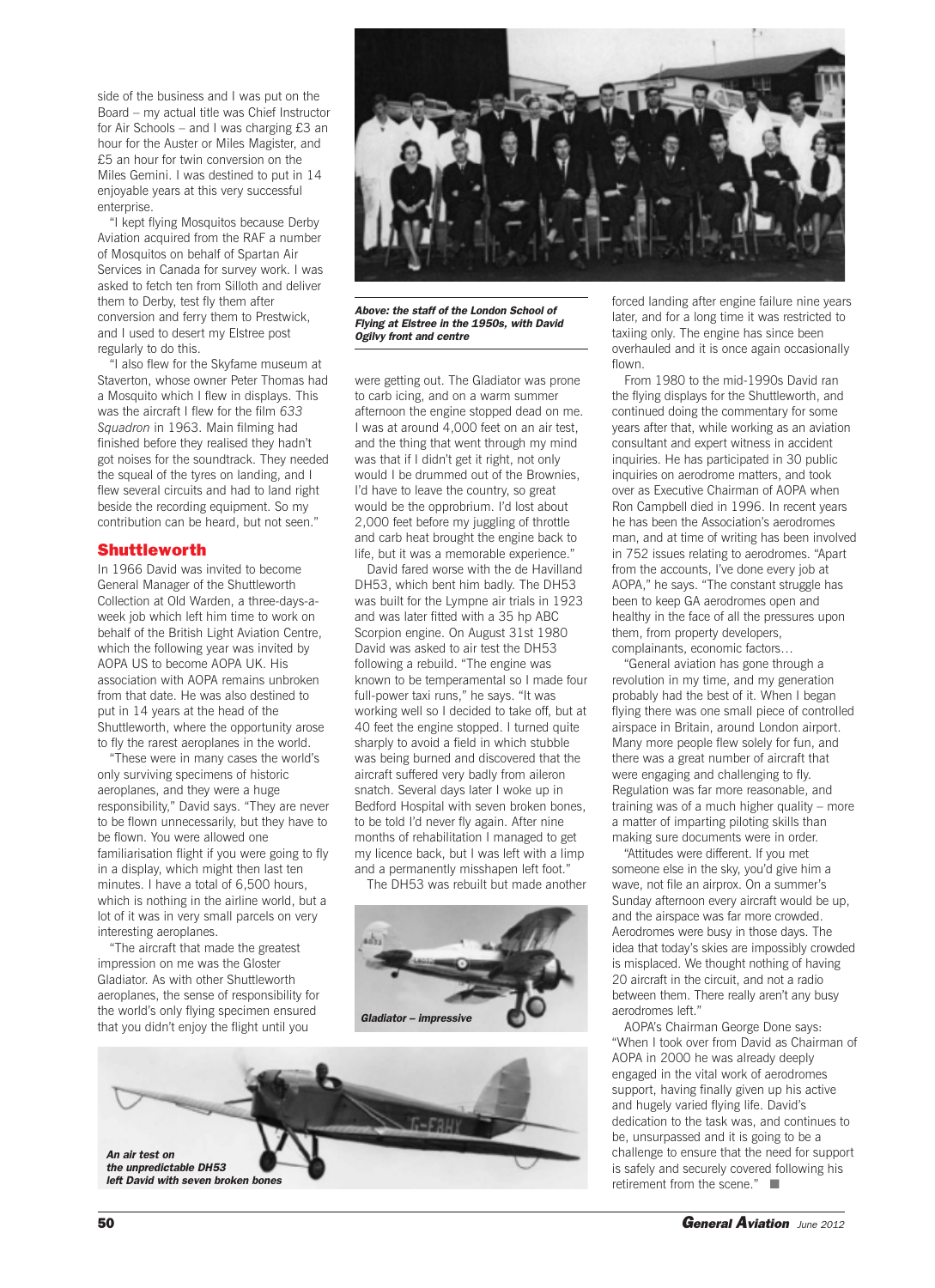side of the business and I was put on the Board – my actual title was Chief Instructor for Air Schools – and I was charging £3 an hour for the Auster or Miles Magister, and £5 an hour for twin conversion on the Miles Gemini. I was destined to put in 14 enjoyable years at this very successful enterprise.

"I kept flying Mosquitos because Derby Aviation acquired from the RAF a number of Mosquitos on behalf of Spartan Air Services in Canada for survey work. I was asked to fetch ten from Silloth and deliver them to Derby, test fly them after conversion and ferry them to Prestwick, and I used to desert my Elstree post regularly to do this.

"I also flew for the Skyfame museum at Staverton, whose owner Peter Thomas had a Mosquito which I flew in displays. This was the aircraft I flew for the film *633 Squadron* in 1963. Main filming had finished before they realised they hadn't got noises for the soundtrack. They needed the squeal of the tyres on landing, and I flew several circuits and had to land right beside the recording equipment. So my contribution can be heard, but not seen."

## Shuttleworth

In 1966 David was invited to become General Manager of the Shuttleworth Collection at Old Warden, a three-days-a-week job which left him time to work on behalf of the British Light Aviation Centre, which the following year was invited by AOPA US to become AOPA UK. His association with AOPA remains unbroken from that date. He was also destined to put in 14 years at the head of the Shuttleworth, where the opportunity arose to fly the rarest aeroplanes in the world.

"These were in many cases the world's only surviving specimens of historic aeroplanes, and they were a huge responsibility," David says. "They are never to be flown unnecessarily, but they have to be flown. You were allowed one familiarisation flight if you were going to fly in a display, which might then last ten minutes. I have a total of 6,500 hours, which is nothing in the airline world, but a lot of it was in very small parcels on very interesting aeroplanes.

"The aircraft that made the greatest impression on me was the Gloster Gladiator. As with other Shuttleworth aeroplanes, the sense of responsibility for the world's only flying specimen ensured that you didn't enjoy the flight until you were getting out. The Gladiator was prone to carb icing, and on a warm summer afternoon the engine stopped dead on me. I was at around 4,000 feet on an air test, and the thing that went through my mind was that if I didn't get it right, not only would I be drummed out of the Brownies, I'd have to leave the country, so great would be the opprobrium. I'd lost about 2,000 feet before my juggling of throttle and carb heat brought the engine back to life, but it was a memorable experience."

*Above: the staff of the London School of Flying at Elstree in the 1950s, with David Ogilvy front and centre*

David fared worse with the de Havilland DH53, which bent him badly. The DH53 was built for the Lympne air trials in 1923 and was later fitted with a 35 hp ABC Scorpion engine. On August 31st 1980 David was asked to air test the DH53 following a rebuild. "The engine was known to be temperamental so I made four full-power taxi runs," he says. "It was working well so I decided to take off, but at 40 feet the engine stopped. I turned quite sharply to avoid a field in which stubble was being burned and discovered that the aircraft suffered very badly from aileron snatch. Several days later I woke up in Bedford Hospital with seven broken bones, to be told I'd never fly again. After nine months of rehabilitation I managed to get my licence back, but I was left with a limp and a permanently misshapen left foot."

The DH53 was rebuilt but made another forced landing after engine failure nine years later, and for a long time it was restricted to taxiing only. The engine has since been overhauled and it is once again occasionally flown.

*Gladiator – impressive*

*An air test on the unpredictable DH53 left David with seven broken bones*

From 1980 to the mid-1990s David ran the flying displays for the Shuttleworth, and continued doing the commentary for some years after that, while working as an aviation consultant and expert witness in accident inquiries. He has participated in 30 public inquiries on aerodrome matters, and took over as Executive Chairman of AOPA when Ron Campbell died in 1996. In recent years he has been the Association's aerodromes man, and at time of writing has been involved in 752 issues relating to aerodromes. "Apart from the accounts, I've done every job at AOPA," he says. "The constant struggle has been to keep GA aerodromes open and healthy in the face of all the pressures upon them, from property developers, complainants, economic factors…

"General aviation has gone through a revolution in my time, and my generation probably had the best of it. When I began flying there was one small piece of controlled airspace in Britain, around London airport. Many more people flew solely for fun, and there was a great number of aircraft that were engaging and challenging to fly. Regulation was far more reasonable, and training was of a much higher quality – more a matter of imparting piloting skills than making sure documents were in order.

"Attitudes were different. If you met someone else in the sky, you'd give him a wave, not file an airprox. On a summer's Sunday afternoon every aircraft would be up, and the airspace was far more crowded. Aerodromes were busy in those days. The idea that today's skies are impossibly crowded is misplaced. We thought nothing of having 20 aircraft in the circuit, and not a radio between them. There really aren't any busy aerodromes left."

AOPA's Chairman George Done says: "When I took over from David as Chairman of AOPA in 2000 he was already deeply engaged in the vital work of aerodromes support, having finally given up his active and hugely varied flying life. David's dedication to the task was, and continues to be, unsurpassed and it is going to be a challenge to ensure that the need for support is safely and securely covered following his retirement from the scene." ■